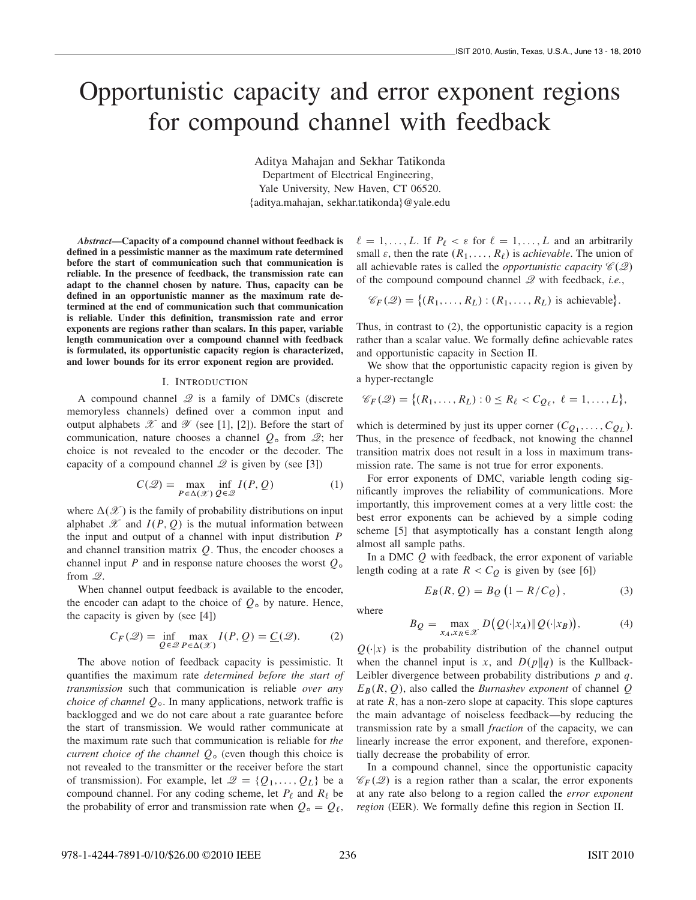# Opportunistic capacity and error exponent regions for compound channel with feedback

Aditya Mahajan and Sekhar Tatikonda
Department of Electrical Engineering,
Yale University, New Haven, CT 06520.
{aditya.mahajan, sekhar.tatikonda}@yale.edu

***Abstract*—Capacity of a compound channel without feedback is defined in a pessimistic manner as the maximum rate determined before the start of communication such that communication is reliable. In the presence of feedback, the transmission rate can adapt to the channel chosen by nature. Thus, capacity can be defined in an opportunistic manner as the maximum rate determined at the end of communication such that communication is reliable. Under this definition, transmission rate and error exponents are regions rather than scalars. In this paper, variable length communication over a compound channel with feedback is formulated, its opportunistic capacity region is characterized, and lower bounds for its error exponent region are provided.**

## I. Introduction

A compound channel $\mathscr{Q}$ is a family of DMCs (discrete memoryless channels) defined over a common input and output alphabets $\mathscr{X}$ and $\mathscr{Y}$ (see [1], [2]). Before the start of communication, nature chooses a channel $Q_\circ$ from $\mathscr{Q}$; her choice is not revealed to the encoder or the decoder. The capacity of a compound channel $\mathscr{Q}$ is given by (see [3])

$$C(\mathscr{Q}) = \max_{P \in \Delta(\mathscr{X})} \inf_{Q \in \mathscr{Q}} I(P, Q) \tag{1}$$

where $\Delta(\mathscr{X})$ is the family of probability distributions on input alphabet $\mathscr{X}$ and $I(P, Q)$ is the mutual information between the input and output of a channel with input distribution $P$ and channel transition matrix $Q$. Thus, the encoder chooses a channel input $P$ and in response nature chooses the worst $Q_\circ$ from $\mathscr{Q}$.

When channel output feedback is available to the encoder, the encoder can adapt to the choice of $Q_\circ$ by nature. Hence, the capacity is given by (see [4])

$$C_F(\mathscr{Q}) = \inf_{Q \in \mathscr{Q}} \max_{P \in \Delta(\mathscr{X})} I(P, Q) = \underline{C}(\mathscr{Q}). \tag{2}$$

The above notion of feedback capacity is pessimistic. It quantifies the maximum rate *determined before the start of transmission* such that communication is reliable *over any choice of channel* $Q_\circ$. In many applications, network traffic is backlogged and we do not care about a rate guarantee before the start of transmission. We would rather communicate at the maximum rate such that communication is reliable for *the current choice of the channel* $Q_\circ$ (even though this choice is not revealed to the transmitter or the receiver before the start of transmission). For example, let $\mathscr{Q} = \{Q_1, \dots, Q_L\}$ be a compound channel. For any coding scheme, let $P_\ell$ and $R_\ell$ be the probability of error and transmission rate when $Q_\circ = Q_\ell$, $\ell = 1, \dots, L$. If $P_\ell < \varepsilon$ for $\ell = 1, \dots, L$ and an arbitrarily small $\varepsilon$, then the rate $(R_1, \dots, R_\ell)$ is *achievable*. The union of all achievable rates is called the *opportunistic capacity* $\mathscr{C}(\mathscr{Q})$ of the compound compound channel $\mathscr{Q}$ with feedback, *i.e.*,

$$\mathscr{C}_F(\mathscr{Q}) = \{(R_1, \dots, R_L) : (R_1, \dots, R_L) \text{ is achievable}\}.$$

Thus, in contrast to (2), the opportunistic capacity is a region rather than a scalar value. We formally define achievable rates and opportunistic capacity in Section II.

We show that the opportunistic capacity region is given by a hyper-rectangle

$$\mathscr{C}_F(\mathscr{Q}) = \{(R_1, \dots, R_L) : 0 \le R_\ell < C_{Q_\ell},\ \ell = 1, \dots, L\},$$

which is determined by just its upper corner $(C_{Q_1}, \dots, C_{Q_L})$. Thus, in the presence of feedback, not knowing the channel transition matrix does not result in a loss in maximum transmission rate. The same is not true for error exponents.

For error exponents of DMC, variable length coding significantly improves the reliability of communications. More importantly, this improvement comes at a very little cost: the best error exponents can be achieved by a simple coding scheme [5] that asymptotically has a constant length along almost all sample paths.

In a DMC $Q$ with feedback, the error exponent of variable length coding at a rate $R < C_Q$ is given by (see [6])

$$E_B(R, Q) = B_Q\left(1 - R/C_Q\right), \tag{3}$$

where

$$B_Q = \max_{x_A, x_B \in \mathscr{X}} D\big(Q(\cdot|x_A) \| Q(\cdot|x_B)\big), \tag{4}$$

$Q(\cdot|x)$ is the probability distribution of the channel output when the channel input is $x$, and $D(p\|q)$ is the Kullback-Leibler divergence between probability distributions $p$ and $q$. $E_B(R, Q)$, also called the *Burnashev exponent* of channel $Q$ at rate $R$, has a non-zero slope at capacity. This slope captures the main advantage of noiseless feedback—by reducing the transmission rate by a small *fraction* of the capacity, we can linearly increase the error exponent, and therefore, exponentially decrease the probability of error.

In a compound channel, since the opportunistic capacity $\mathscr{C}_F(\mathscr{Q})$ is a region rather than a scalar, the error exponents at any rate also belong to a region called the *error exponent region* (EER). We formally define this region in Section II.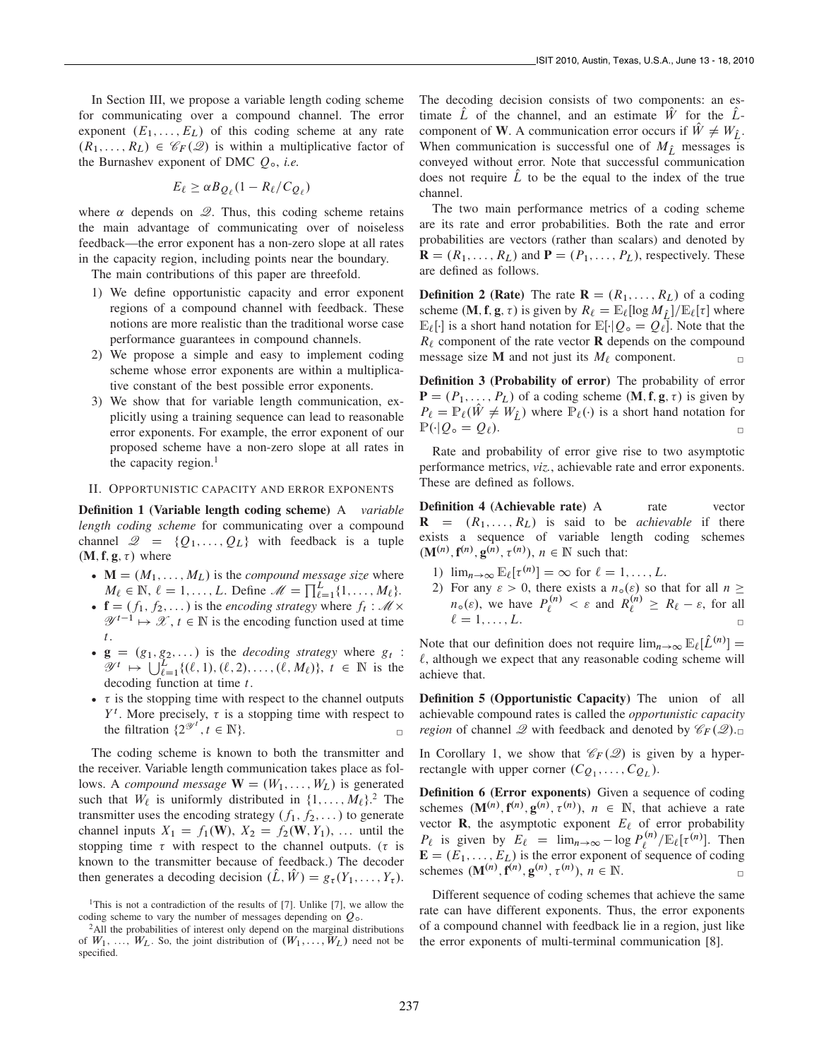In Section III, we propose a variable length coding scheme for communicating over a compound channel. The error exponent $(E_1, \dots, E_L)$ of this coding scheme at any rate $(R_1, \dots, R_L) \in \mathscr{C}_F(\mathscr{Q})$ is within a multiplicative factor of the Burnashev exponent of DMC $Q_\circ$, *i.e.*

$$E_\ell \geq \alpha B_{Q_\ell}(1 - R_\ell / C_{Q_\ell})$$

where $\alpha$ depends on $\mathscr{Q}$. Thus, this coding scheme retains the main advantage of communicating over of noiseless feedback—the error exponent has a non-zero slope at all rates in the capacity region, including points near the boundary.

The main contributions of this paper are threefold.

1) We define opportunistic capacity and error exponent regions of a compound channel with feedback. These notions are more realistic than the traditional worse case performance guarantees in compound channels.
2) We propose a simple and easy to implement coding scheme whose error exponents are within a multiplicative constant of the best possible error exponents.
3) We show that for variable length communication, explicitly using a training sequence can lead to reasonable error exponents. For example, the error exponent of our proposed scheme have a non-zero slope at all rates in the capacity region.[1]

## II. Opportunistic capacity and error exponents

**Definition 1 (Variable length coding scheme)** A *variable length coding scheme* for communicating over a compound channel $\mathscr{Q} = \{Q_1, \dots, Q_L\}$ with feedback is a tuple $(\mathbf{M}, \mathbf{f}, \mathbf{g}, \tau)$ where

- $\mathbf{M} = (M_1, \dots, M_L)$ is the *compound message size* where $M_\ell \in \mathbb{N}$, $\ell = 1, \dots, L$. Define $\mathscr{M} = \prod_{\ell=1}^{L} \{1, \dots, M_\ell\}$.
- $\mathbf{f} = (f_1, f_2, \dots)$ is the *encoding strategy* where $f_t : \mathscr{M} \times \mathscr{Y}^{t-1} \mapsto \mathscr{X}$, $t \in \mathbb{N}$ is the encoding function used at time $t$.
- $\mathbf{g} = (g_1, g_2, \dots)$ is the *decoding strategy* where $g_t : \mathscr{Y}^t \mapsto \bigcup_{\ell=1}^{L} \{(\ell, 1), (\ell, 2), \dots, (\ell, M_\ell)\}$, $t \in \mathbb{N}$ is the decoding function at time $t$.
- $\tau$ is the stopping time with respect to the channel outputs $Y^t$. More precisely, $\tau$ is a stopping time with respect to the filtration $\{2^{\mathscr{Y}^t}, t \in \mathbb{N}\}$. $\square$

The coding scheme is known to both the transmitter and the receiver. Variable length communication takes place as follows. A *compound message* $\mathbf{W} = (W_1, \dots, W_L)$ is generated such that $W_\ell$ is uniformly distributed in $\{1, \dots, M_\ell\}$.[2] The transmitter uses the encoding strategy $(f_1, f_2, \dots)$ to generate channel inputs $X_1 = f_1(\mathbf{W})$, $X_2 = f_2(\mathbf{W}, Y_1)$, ... until the stopping time $\tau$ with respect to the channel outputs. ($\tau$ is known to the transmitter because of feedback.) The decoder then generates a decoding decision $(\hat{L}, \hat{W}) = g_\tau(Y_1, \dots, Y_\tau)$. The decoding decision consists of two components: an estimate $\hat{L}$ of the channel, and an estimate $\hat{W}$ for the $\hat{L}$-component of $\mathbf{W}$. A communication error occurs if $\hat{W} \neq W_{\hat{L}}$. When communication is successful one of $M_{\hat{L}}$ messages is conveyed without error. Note that successful communication does not require $\hat{L}$ to be the equal to the index of the true channel.

The two main performance metrics of a coding scheme are its rate and error probabilities. Both the rate and error probabilities are vectors (rather than scalars) and denoted by $\mathbf{R} = (R_1, \dots, R_L)$ and $\mathbf{P} = (P_1, \dots, P_L)$, respectively. These are defined as follows.

**Definition 2 (Rate)** The rate $\mathbf{R} = (R_1, \dots, R_L)$ of a coding scheme $(\mathbf{M}, \mathbf{f}, \mathbf{g}, \tau)$ is given by $R_\ell = \mathbb{E}_\ell[\log M_{\hat{L}}] / \mathbb{E}_\ell[\tau]$ where $\mathbb{E}_\ell[\cdot]$ is a short hand notation for $\mathbb{E}[\cdot | Q_\circ = Q_\ell]$. Note that the $R_\ell$ component of the rate vector $\mathbf{R}$ depends on the compound message size $\mathbf{M}$ and not just its $M_\ell$ component. $\square$

**Definition 3 (Probability of error)** The probability of error $\mathbf{P} = (P_1, \dots, P_L)$ of a coding scheme $(\mathbf{M}, \mathbf{f}, \mathbf{g}, \tau)$ is given by $P_\ell = \mathbb{P}_\ell(\hat{W} \neq W_{\hat{L}})$ where $\mathbb{P}_\ell(\cdot)$ is a short hand notation for $\mathbb{P}(\cdot | Q_\circ = Q_\ell)$. $\square$

Rate and probability of error give rise to two asymptotic performance metrics, *viz.*, achievable rate and error exponents. These are defined as follows.

**Definition 4 (Achievable rate)** A rate vector $\mathbf{R} = (R_1, \dots, R_L)$ is said to be *achievable* if there exists a sequence of variable length coding schemes $(\mathbf{M}^{(n)}, \mathbf{f}^{(n)}, \mathbf{g}^{(n)}, \tau^{(n)})$, $n \in \mathbb{N}$ such that:

1) $\lim_{n \to \infty} \mathbb{E}_\ell[\tau^{(n)}] = \infty$ for $\ell = 1, \dots, L$.
2) For any $\varepsilon > 0$, there exists a $n_\circ(\varepsilon)$ so that for all $n \geq n_\circ(\varepsilon)$, we have $P_\ell^{(n)} < \varepsilon$ and $R_\ell^{(n)} \geq R_\ell - \varepsilon$, for all $\ell = 1, \dots, L$. $\square$

Note that our definition does not require $\lim_{n \to \infty} \mathbb{E}_\ell[\hat{L}^{(n)}] = \ell$, although we expect that any reasonable coding scheme will achieve that.

**Definition 5 (Opportunistic Capacity)** The union of all achievable compound rates is called the *opportunistic capacity region* of channel $\mathscr{Q}$ with feedback and denoted by $\mathscr{C}_F(\mathscr{Q})$. $\square$

In Corollary 1, we show that $\mathscr{C}_F(\mathscr{Q})$ is given by a hyper-rectangle with upper corner $(C_{Q_1}, \dots, C_{Q_L})$.

**Definition 6 (Error exponents)** Given a sequence of coding schemes $(\mathbf{M}^{(n)}, \mathbf{f}^{(n)}, \mathbf{g}^{(n)}, \tau^{(n)})$, $n \in \mathbb{N}$, that achieve a rate vector $\mathbf{R}$, the asymptotic exponent $E_\ell$ of error probability $P_\ell$ is given by $E_\ell = \lim_{n \to \infty} -\log P_\ell^{(n)} / \mathbb{E}_\ell[\tau^{(n)}]$. Then $\mathbf{E} = (E_1, \dots, E_L)$ is the error exponent of sequence of coding schemes $(\mathbf{M}^{(n)}, \mathbf{f}^{(n)}, \mathbf{g}^{(n)}, \tau^{(n)})$, $n \in \mathbb{N}$. $\square$

Different sequence of coding schemes that achieve the same rate can have different exponents. Thus, the error exponents of a compound channel with feedback lie in a region, just like the error exponents of multi-terminal communication [8].

[1] This is not a contradiction of the results of [7]. Unlike [7], we allow the coding scheme to vary the number of messages depending on $Q_\circ$.

[2] All the probabilities of interest only depend on the marginal distributions of $W_1$, ..., $W_L$. So, the joint distribution of $(W_1, \dots, W_L)$ need not be specified.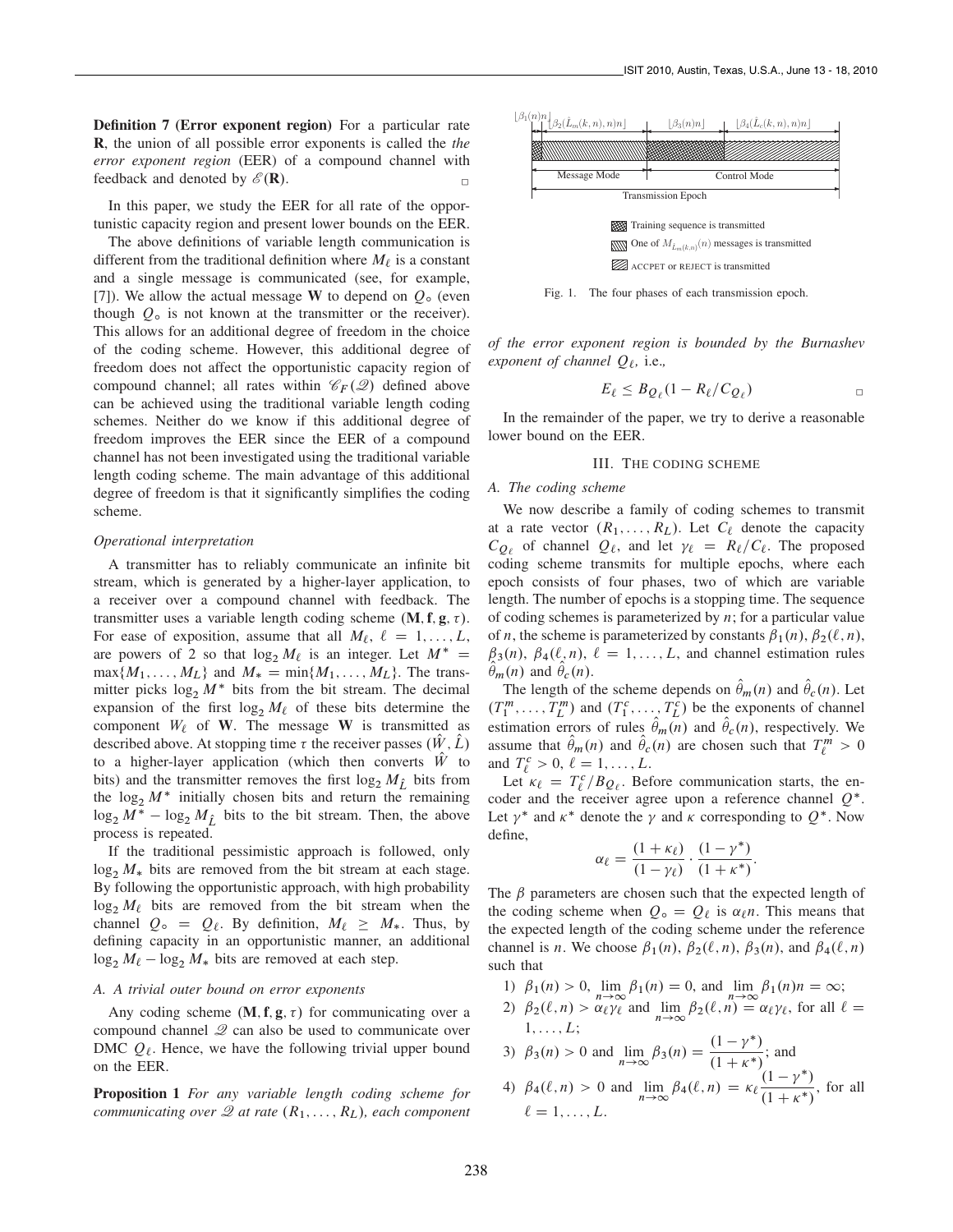**Definition 7 (Error exponent region)** For a particular rate $\mathbf{R}$, the union of all possible error exponents is called the *the error exponent region* (EER) of a compound channel with feedback and denoted by $\mathscr{E}(\mathbf{R})$. □

In this paper, we study the EER for all rate of the opportunistic capacity region and present lower bounds on the EER.

The above definitions of variable length communication is different from the traditional definition where $M_\ell$ is a constant and a single message is communicated (see, for example, [7]). We allow the actual message $\mathbf{W}$ to depend on $Q_\circ$ (even though $Q_\circ$ is not known at the transmitter or the receiver). This allows for an additional degree of freedom in the choice of the coding scheme. However, this additional degree of freedom does not affect the opportunistic capacity region of compound channel; all rates within $\mathscr{C}_F(\mathscr{Q})$ defined above can be achieved using the traditional variable length coding schemes. Neither do we know if this additional degree of freedom improves the EER since the EER of a compound channel has not been investigated using the traditional variable length coding scheme. The main advantage of this additional degree of freedom is that it significantly simplifies the coding scheme.

*Operational interpretation*

A transmitter has to reliably communicate an infinite bit stream, which is generated by a higher-layer application, to a receiver over a compound channel with feedback. The transmitter uses a variable length coding scheme $(\mathbf{M}, \mathbf{f}, \mathbf{g}, \tau)$. For ease of exposition, assume that all $M_\ell$, $\ell = 1, \dots, L$, are powers of 2 so that $\log_2 M_\ell$ is an integer. Let $M^* = \max\{M_1, \dots, M_L\}$ and $M_* = \min\{M_1, \dots, M_L\}$. The transmitter picks $\log_2 M^*$ bits from the bit stream. The decimal expansion of the first $\log_2 M_\ell$ of these bits determine the component $W_\ell$ of $\mathbf{W}$. The message $\mathbf{W}$ is transmitted as described above. At stopping time $\tau$ the receiver passes $(\hat{W}, \hat{L})$ to a higher-layer application (which then converts $\hat{W}$ to bits) and the transmitter removes the first $\log_2 M_{\hat{L}}$ bits from the $\log_2 M^*$ initially chosen bits and return the remaining $\log_2 M^* - \log_2 M_{\hat{L}}$ bits to the bit stream. Then, the above process is repeated.

If the traditional pessimistic approach is followed, only $\log_2 M_*$ bits are removed from the bit stream at each stage. By following the opportunistic approach, with high probability $\log_2 M_\ell$ bits are removed from the bit stream when the channel $Q_\circ = Q_\ell$. By definition, $M_\ell \geq M_*$. Thus, by defining capacity in an opportunistic manner, an additional $\log_2 M_\ell - \log_2 M_*$ bits are removed at each step.

### A. A trivial outer bound on error exponents

Any coding scheme $(\mathbf{M}, \mathbf{f}, \mathbf{g}, \tau)$ for communicating over a compound channel $\mathscr{Q}$ can also be used to communicate over DMC $Q_\ell$. Hence, we have the following trivial upper bound on the EER.

**Proposition 1** *For any variable length coding scheme for communicating over $\mathscr{Q}$ at rate $(R_1, \dots, R_L)$, each component of the error exponent region is bounded by the Burnashev exponent of channel $Q_\ell$,* i.e.*,*

$$E_\ell \leq B_{Q_\ell}(1 - R_\ell / C_{Q_\ell})$$

□

In the remainder of the paper, we try to derive a reasonable lower bound on the EER.

$\lfloor\beta_1(n)n\rfloor$ $\lfloor\beta_2(\hat{L}_m(k,n),n)n\rfloor$ $\lfloor\beta_3(n)n\rfloor$ $\lfloor\beta_4(\hat{L}_c(k,n),n)n\rfloor$

Message Mode — Control Mode

Transmission Epoch

Training sequence is transmitted

One of $M_{\hat{L}_m(k,n)}(n)$ messages is transmitted

ACCPET or REJECT is transmitted

Fig. 1. The four phases of each transmission epoch.

## III. The coding scheme

### A. The coding scheme

We now describe a family of coding schemes to transmit at a rate vector $(R_1, \dots, R_L)$. Let $C_\ell$ denote the capacity $C_{Q_\ell}$ of channel $Q_\ell$, and let $\gamma_\ell = R_\ell / C_\ell$. The proposed coding scheme transmits for multiple epochs, where each epoch consists of four phases, two of which are variable length. The number of epochs is a stopping time. The sequence of coding schemes is parameterized by $n$; for a particular value of $n$, the scheme is parameterized by constants $\beta_1(n)$, $\beta_2(\ell, n)$, $\beta_3(n)$, $\beta_4(\ell, n)$, $\ell = 1, \dots, L$, and channel estimation rules $\hat{\theta}_m(n)$ and $\hat{\theta}_c(n)$.

The length of the scheme depends on $\hat{\theta}_m(n)$ and $\hat{\theta}_c(n)$. Let $(T_1^m, \dots, T_L^m)$ and $(T_1^c, \dots, T_L^c)$ be the exponents of channel estimation errors of rules $\hat{\theta}_m(n)$ and $\hat{\theta}_c(n)$, respectively. We assume that $\hat{\theta}_m(n)$ and $\hat{\theta}_c(n)$ are chosen such that $T_\ell^m > 0$ and $T_\ell^c > 0$, $\ell = 1, \dots, L$.

Let $\kappa_\ell = T_\ell^c / B_{Q_\ell}$. Before communication starts, the encoder and the receiver agree upon a reference channel $Q^*$. Let $\gamma^*$ and $\kappa^*$ denote the $\gamma$ and $\kappa$ corresponding to $Q^*$. Now define,

$$\alpha_\ell = \frac{(1 + \kappa_\ell)}{(1 - \gamma_\ell)} \cdot \frac{(1 - \gamma^*)}{(1 + \kappa^*)}.$$

The $\beta$ parameters are chosen such that the expected length of the coding scheme when $Q_\circ = Q_\ell$ is $\alpha_\ell n$. This means that the expected length of the coding scheme under the reference channel is $n$. We choose $\beta_1(n)$, $\beta_2(\ell, n)$, $\beta_3(n)$, and $\beta_4(\ell, n)$ such that

1) $\beta_1(n) > 0$, $\lim_{n\to\infty} \beta_1(n) = 0$, and $\lim_{n\to\infty} \beta_1(n)n = \infty$;
2) $\beta_2(\ell, n) > \alpha_\ell \gamma_\ell$ and $\lim_{n\to\infty} \beta_2(\ell, n) = \alpha_\ell \gamma_\ell$, for all $\ell = 1, \dots, L$;
3) $\beta_3(n) > 0$ and $\lim_{n\to\infty} \beta_3(n) = \dfrac{(1 - \gamma^*)}{(1 + \kappa^*)}$; and
4) $\beta_4(\ell, n) > 0$ and $\lim_{n\to\infty} \beta_4(\ell, n) = \kappa_\ell \dfrac{(1 - \gamma^*)}{(1 + \kappa^*)}$, for all $\ell = 1, \dots, L$.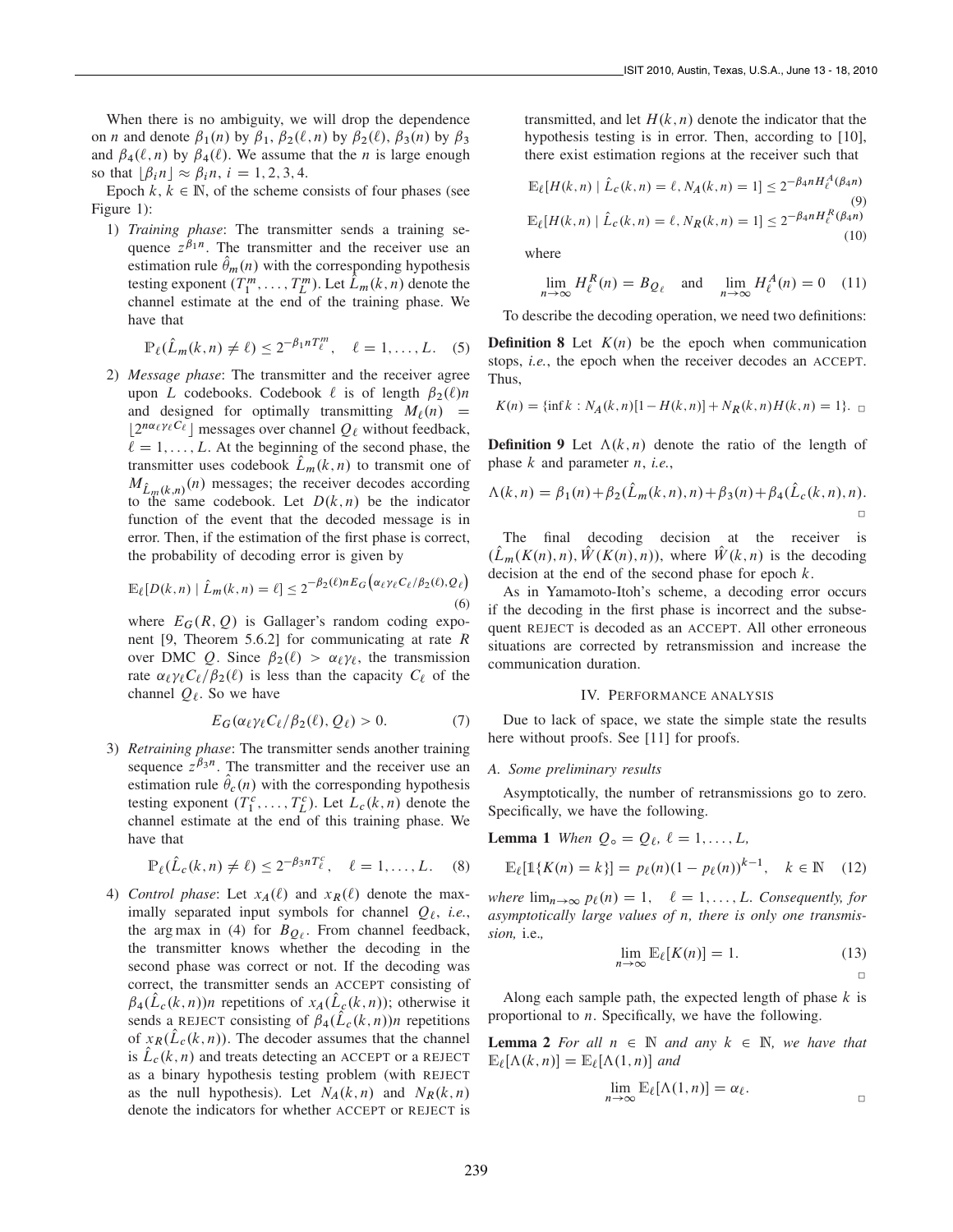When there is no ambiguity, we will drop the dependence on $n$ and denote $\beta_1(n)$ by $\beta_1$, $\beta_2(\ell,n)$ by $\beta_2(\ell)$, $\beta_3(n)$ by $\beta_3$ and $\beta_4(\ell,n)$ by $\beta_4(\ell)$. We assume that the $n$ is large enough so that $\lfloor \beta_i n \rfloor \approx \beta_i n$, $i = 1,2,3,4$.

Epoch $k$, $k \in \mathbb{N}$, of the scheme consists of four phases (see Figure 1):

1) *Training phase*: The transmitter sends a training sequence $z^{\beta_1 n}$. The transmitter and the receiver use an estimation rule $\hat{\theta}_m(n)$ with the corresponding hypothesis testing exponent $(T_1^m, \dots, T_L^m)$. Let $\hat{L}_m(k,n)$ denote the channel estimate at the end of the training phase. We have that

$$\mathbb{P}_\ell(\hat{L}_m(k,n) \neq \ell) \leq 2^{-\beta_1 n T_\ell^m}, \quad \ell = 1, \dots, L. \quad (5)$$

2) *Message phase*: The transmitter and the receiver agree upon $L$ codebooks. Codebook $\ell$ is of length $\beta_2(\ell)n$ and designed for optimally transmitting $M_\ell(n) = \lfloor 2^{n\alpha_\ell \gamma_\ell C_\ell} \rfloor$ messages over channel $Q_\ell$ without feedback, $\ell = 1, \dots, L$. At the beginning of the second phase, the transmitter uses codebook $\hat{L}_m(k,n)$ to transmit one of $M_{\hat{L}_m(k,n)}(n)$ messages; the receiver decodes according to the same codebook. Let $D(k,n)$ be the indicator function of the event that the decoded message is in error. Then, if the estimation of the first phase is correct, the probability of decoding error is given by

$$\mathbb{E}_\ell[D(k,n) \mid \hat{L}_m(k,n) = \ell] \leq 2^{-\beta_2(\ell) n E_G\left(\alpha_\ell \gamma_\ell C_\ell / \beta_2(\ell), Q_\ell\right)} \quad (6)$$

where $E_G(R,Q)$ is Gallager's random coding exponent [9, Theorem 5.6.2] for communicating at rate $R$ over DMC $Q$. Since $\beta_2(\ell) > \alpha_\ell \gamma_\ell$, the transmission rate $\alpha_\ell \gamma_\ell C_\ell / \beta_2(\ell)$ is less than the capacity $C_\ell$ of the channel $Q_\ell$. So we have

$$E_G(\alpha_\ell \gamma_\ell C_\ell / \beta_2(\ell), Q_\ell) > 0. \quad (7)$$

3) *Retraining phase*: The transmitter sends another training sequence $z^{\beta_3 n}$. The transmitter and the receiver use an estimation rule $\hat{\theta}_c(n)$ with the corresponding hypothesis testing exponent $(T_1^c, \dots, T_L^c)$. Let $L_c(k,n)$ denote the channel estimate at the end of this training phase. We have that

$$\mathbb{P}_\ell(\hat{L}_c(k,n) \neq \ell) \leq 2^{-\beta_3 n T_\ell^c}, \quad \ell = 1, \dots, L. \quad (8)$$

4) *Control phase*: Let $x_A(\ell)$ and $x_R(\ell)$ denote the maximally separated input symbols for channel $Q_\ell$, *i.e.*, the arg max in (4) for $B_{Q_\ell}$. From channel feedback, the transmitter knows whether the decoding in the second phase was correct or not. If the decoding was correct, the transmitter sends an ACCEPT consisting of $\beta_4(\hat{L}_c(k,n))n$ repetitions of $x_A(\hat{L}_c(k,n))$; otherwise it sends a REJECT consisting of $\beta_4(\hat{L}_c(k,n))n$ repetitions of $x_R(\hat{L}_c(k,n))$. The decoder assumes that the channel is $\hat{L}_c(k,n)$ and treats detecting an ACCEPT or a REJECT as a binary hypothesis testing problem (with REJECT as the null hypothesis). Let $N_A(k,n)$ and $N_R(k,n)$ denote the indicators for whether ACCEPT or REJECT is transmitted, and let $H(k,n)$ denote the indicator that the hypothesis testing is in error. Then, according to [10], there exist estimation regions at the receiver such that

$$\mathbb{E}_\ell[H(k,n) \mid \hat{L}_c(k,n) = \ell, N_A(k,n) = 1] \leq 2^{-\beta_4 n H_\ell^A(\beta_4 n)} \quad (9)$$

$$\mathbb{E}_\ell[H(k,n) \mid \hat{L}_c(k,n) = \ell, N_R(k,n) = 1] \leq 2^{-\beta_4 n H_\ell^R(\beta_4 n)} \quad (10)$$

where

$$\lim_{n\to\infty} H_\ell^R(n) = B_{Q_\ell} \quad \text{and} \quad \lim_{n\to\infty} H_\ell^A(n) = 0 \quad (11)$$

To describe the decoding operation, we need two definitions:

**Definition 8** Let $K(n)$ be the epoch when communication stops, *i.e.*, the epoch when the receiver decodes an ACCEPT. Thus,

$$K(n) = \{\inf k : N_A(k,n)[1 - H(k,n)] + N_R(k,n)H(k,n) = 1\}. \quad \square$$

**Definition 9** Let $\Lambda(k,n)$ denote the ratio of the length of phase $k$ and parameter $n$, *i.e.*,

$$\Lambda(k,n) = \beta_1(n) + \beta_2(\hat{L}_m(k,n), n) + \beta_3(n) + \beta_4(\hat{L}_c(k,n), n). \quad \square$$

The final decoding decision at the receiver is $(\hat{L}_m(K(n),n), \hat{W}(K(n),n))$, where $\hat{W}(k,n)$ is the decoding decision at the end of the second phase for epoch $k$.

As in Yamamoto-Itoh's scheme, a decoding error occurs if the decoding in the first phase is incorrect and the subsequent REJECT is decoded as an ACCEPT. All other erroneous situations are corrected by retransmission and increase the communication duration.

## IV. Performance analysis

Due to lack of space, we state the simple state the results here without proofs. See [11] for proofs.

### A. Some preliminary results

Asymptotically, the number of retransmissions go to zero. Specifically, we have the following.

**Lemma 1** *When $Q_\circ = Q_\ell$, $\ell = 1, \dots, L$,*

$$\mathbb{E}_\ell[\mathbb{1}\{K(n) = k\}] = p_\ell(n)(1 - p_\ell(n))^{k-1}, \quad k \in \mathbb{N} \quad (12)$$

*where $\lim_{n\to\infty} p_\ell(n) = 1$, $\ell = 1, \dots, L$. Consequently, for asymptotically large values of $n$, there is only one transmission,* i.e.*,*

$$\lim_{n\to\infty} \mathbb{E}_\ell[K(n)] = 1. \quad (13)$$

$\square$

Along each sample path, the expected length of phase $k$ is proportional to $n$. Specifically, we have the following.

**Lemma 2** *For all $n \in \mathbb{N}$ and any $k \in \mathbb{N}$, we have that $\mathbb{E}_\ell[\Lambda(k,n)] = \mathbb{E}_\ell[\Lambda(1,n)]$ and*

$$\lim_{n\to\infty} \mathbb{E}_\ell[\Lambda(1,n)] = \alpha_\ell. \quad \square$$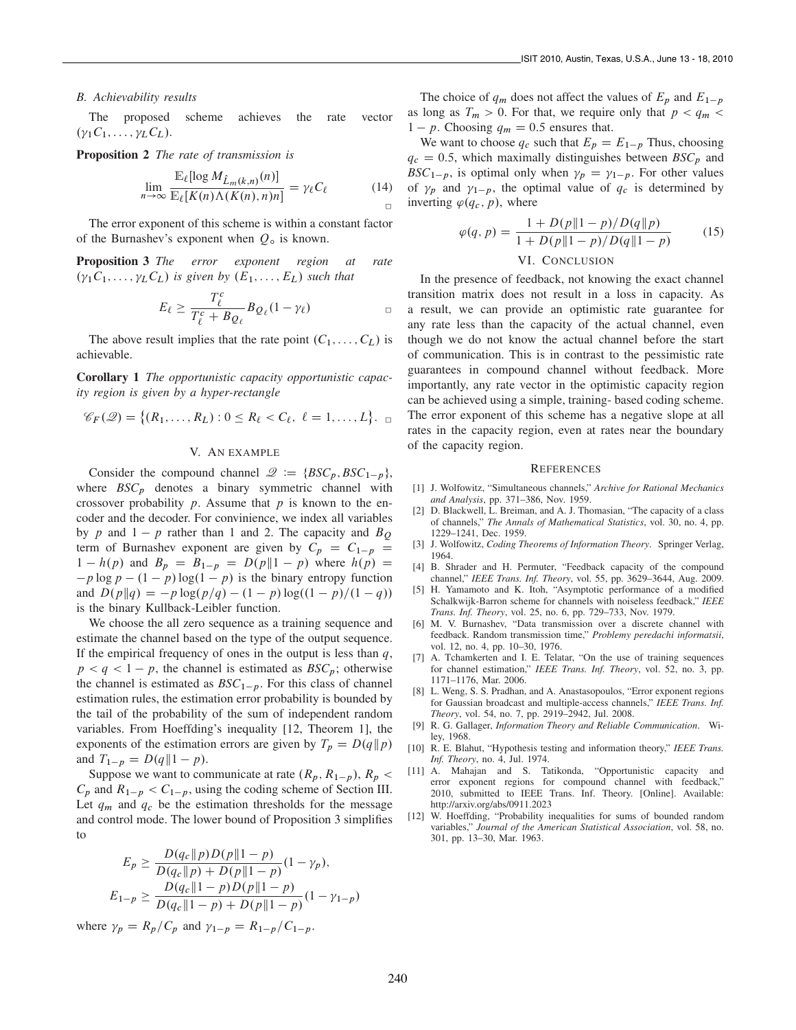### B. Achievability results

The proposed scheme achieves the rate vector $(\gamma_1 C_1, \ldots, \gamma_L C_L)$.

**Proposition 2** *The rate of transmission is*

$$\lim_{n\to\infty} \frac{\mathbb{E}_\ell[\log M_{\hat{L}_m(k,n)}(n)]}{\mathbb{E}_\ell[K(n)\Lambda(K(n),n)n]} = \gamma_\ell C_\ell \tag{14}$$

The error exponent of this scheme is within a constant factor of the Burnashev's exponent when $Q_\circ$ is known.

**Proposition 3** *The error exponent region at rate $(\gamma_1 C_1, \ldots, \gamma_L C_L)$ is given by $(E_1, \ldots, E_L)$ such that*

$$E_\ell \geq \frac{T_\ell^c}{T_\ell^c + B_{Q_\ell}} B_{Q_\ell}(1-\gamma_\ell)$$

The above result implies that the rate point $(C_1, \ldots, C_L)$ is achievable.

**Corollary 1** *The opportunistic capacity opportunistic capacity region is given by a hyper-rectangle*

$$\mathscr{C}_F(\mathscr{Q}) = \left\{(R_1, \ldots, R_L) : 0 \leq R_\ell < C_\ell,\ \ell = 1, \ldots, L\right\}.$$

## V. An example

Consider the compound channel $\mathscr{Q} := \{BSC_p, BSC_{1-p}\}$, where $BSC_p$ denotes a binary symmetric channel with crossover probability $p$. Assume that $p$ is known to the encoder and the decoder. For convinience, we index all variables by $p$ and $1-p$ rather than 1 and 2. The capacity and $B_Q$ term of Burnashev exponent are given by $C_p = C_{1-p} = 1 - h(p)$ and $B_p = B_{1-p} = D(p\|1-p)$ where $h(p) = -p\log p - (1-p)\log(1-p)$ is the binary entropy function and $D(p\|q) = -p\log(p/q) - (1-p)\log((1-p)/(1-q))$ is the binary Kullback-Leibler function.

We choose the all zero sequence as a training sequence and estimate the channel based on the type of the output sequence. If the empirical frequency of ones in the output is less than $q$, $p < q < 1-p$, the channel is estimated as $BSC_p$; otherwise the channel is estimated as $BSC_{1-p}$. For this class of channel estimation rules, the estimation error probability is bounded by the tail of the probability of the sum of independent random variables. From Hoeffding's inequality [12, Theorem 1], the exponents of the estimation errors are given by $T_p = D(q\|p)$ and $T_{1-p} = D(q\|1-p)$.

Suppose we want to communicate at rate $(R_p, R_{1-p})$, $R_p < C_p$ and $R_{1-p} < C_{1-p}$, using the coding scheme of Section III. Let $q_m$ and $q_c$ be the estimation thresholds for the message and control mode. The lower bound of Proposition 3 simplifies to

$$E_p \geq \frac{D(q_c\|p)D(p\|1-p)}{D(q_c\|p) + D(p\|1-p)}(1-\gamma_p),$$

$$E_{1-p} \geq \frac{D(q_c\|1-p)D(p\|1-p)}{D(q_c\|1-p) + D(p\|1-p)}(1-\gamma_{1-p})$$

where $\gamma_p = R_p/C_p$ and $\gamma_{1-p} = R_{1-p}/C_{1-p}$.

The choice of $q_m$ does not affect the values of $E_p$ and $E_{1-p}$ as long as $T_m > 0$. For that, we require only that $p < q_m < 1-p$. Choosing $q_m = 0.5$ ensures that.

We want to choose $q_c$ such that $E_p = E_{1-p}$ Thus, choosing $q_c = 0.5$, which maximally distinguishes between $BSC_p$ and $BSC_{1-p}$, is optimal only when $\gamma_p = \gamma_{1-p}$. For other values of $\gamma_p$ and $\gamma_{1-p}$, the optimal value of $q_c$ is determined by inverting $\varphi(q_c, p)$, where

$$\varphi(q, p) = \frac{1 + D(p\|1-p)/D(q\|p)}{1 + D(p\|1-p)/D(q\|1-p)} \tag{15}$$

## VI. Conclusion

In the presence of feedback, not knowing the exact channel transition matrix does not result in a loss in capacity. As a result, we can provide an optimistic rate guarantee for any rate less than the capacity of the actual channel, even though we do not know the actual channel before the start of communication. This is in contrast to the pessimistic rate guarantees in compound channel without feedback. More importantly, any rate vector in the optimistic capacity region can be achieved using a simple, training- based coding scheme. The error exponent of this scheme has a negative slope at all rates in the capacity region, even at rates near the boundary of the capacity region.

## References

[1] J. Wolfowitz, "Simultaneous channels," *Archive for Rational Mechanics and Analysis*, pp. 371–386, Nov. 1959.

[2] D. Blackwell, L. Breiman, and A. J. Thomasian, "The capacity of a class of channels," *The Annals of Mathematical Statistics*, vol. 30, no. 4, pp. 1229–1241, Dec. 1959.

[3] J. Wolfowitz, *Coding Theorems of Information Theory*. Springer Verlag, 1964.

[4] B. Shrader and H. Permuter, "Feedback capacity of the compound channel," *IEEE Trans. Inf. Theory*, vol. 55, pp. 3629–3644, Aug. 2009.

[5] H. Yamamoto and K. Itoh, "Asymptotic performance of a modified Schalkwijk-Barron scheme for channels with noiseless feedback," *IEEE Trans. Inf. Theory*, vol. 25, no. 6, pp. 729–733, Nov. 1979.

[6] M. V. Burnashev, "Data transmission over a discrete channel with feedback. Random transmission time," *Problemy peredachi informatsii*, vol. 12, no. 4, pp. 10–30, 1976.

[7] A. Tchamkerten and I. E. Telatar, "On the use of training sequences for channel estimation," *IEEE Trans. Inf. Theory*, vol. 52, no. 3, pp. 1171–1176, Mar. 2006.

[8] L. Weng, S. S. Pradhan, and A. Anastasopoulos, "Error exponent regions for Gaussian broadcast and multiple-access channels," *IEEE Trans. Inf. Theory*, vol. 54, no. 7, pp. 2919–2942, Jul. 2008.

[9] R. G. Gallager, *Information Theory and Reliable Communication*. Wiley, 1968.

[10] R. E. Blahut, "Hypothesis testing and information theory," *IEEE Trans. Inf. Theory*, no. 4, Jul. 1974.

[11] A. Mahajan and S. Tatikonda, "Opportunistic capacity and error exponent regions for compound channel with feedback," 2010, submitted to IEEE Trans. Inf. Theory. [Online]. Available: http://arxiv.org/abs/0911.2023

[12] W. Hoeffding, "Probability inequalities for sums of bounded random variables," *Journal of the American Statistical Association*, vol. 58, no. 301, pp. 13–30, Mar. 1963.